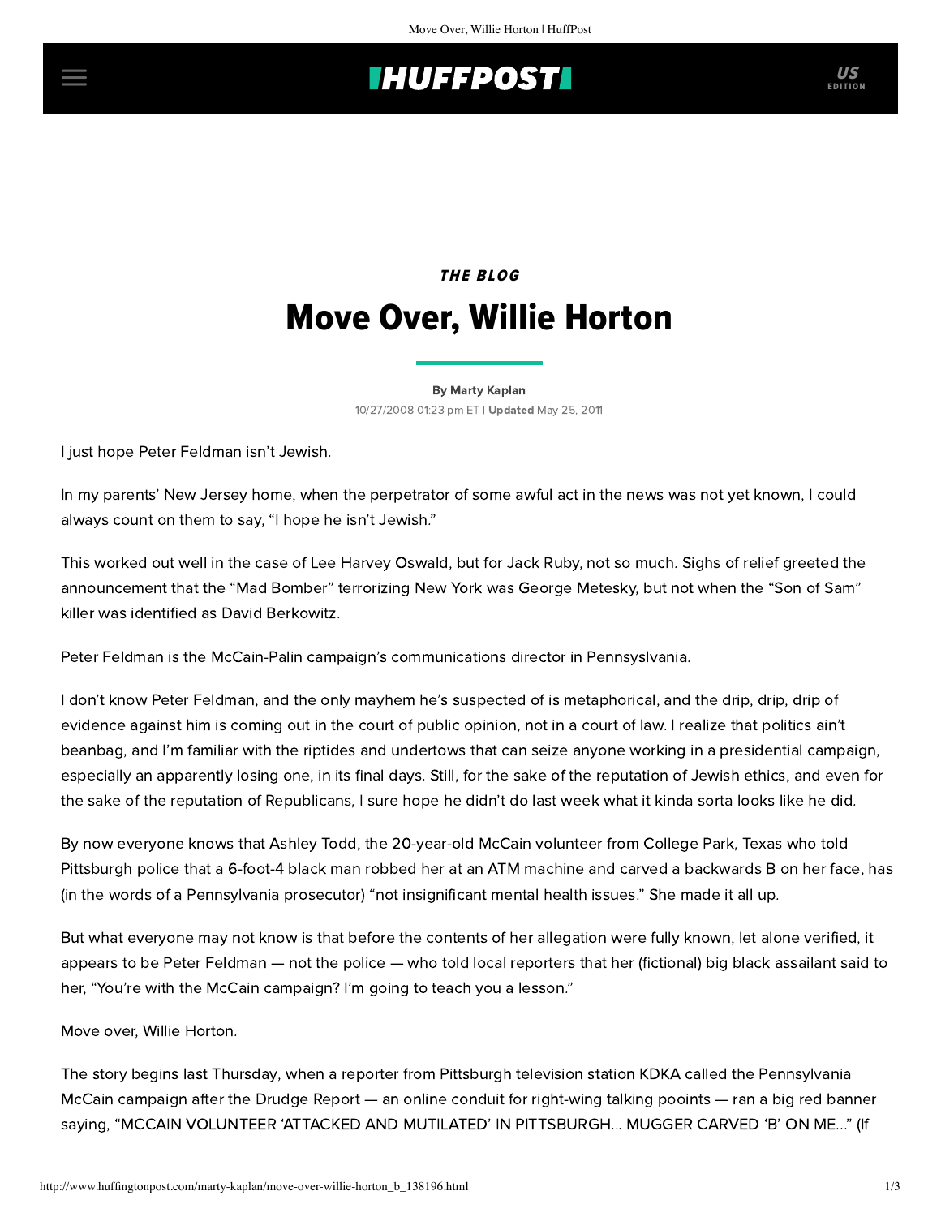*THE BLOG*

# Move Over, Willie Horton

**By Marty Kaplan**

10/27/2008 01:23 pm ET | **Updated** May 25, 2011

I just hope Peter Feldman isn't Jewish.

In my parents' New Jersey home, when the perpetrator of some awful act in the news was not yet known, I could always count on them to say, "I hope he isn't Jewish."

This worked out well in the case of Lee Harvey Oswald, but for Jack Ruby, not so much. Sighs of relief greeted the announcement that the "Mad Bomber" terrorizing New York was George Metesky, but not when the "Son of Sam" killer was identified as David Berkowitz.

Peter Feldman is the McCain-Palin campaign's communications director in Pennsyslvania.

I don't know Peter Feldman, and the only mayhem he's suspected of is metaphorical, and the drip, drip, drip of evidence against him is coming out in the court of public opinion, not in a court of law. I realize that politics ain't beanbag, and I'm familiar with the riptides and undertows that can seize anyone working in a presidential campaign, especially an apparently losing one, in its final days. Still, for the sake of the reputation of Jewish ethics, and even for the sake of the reputation of Republicans, I sure hope he didn't do last week what it kinda sorta looks like he did.

By now everyone knows that Ashley Todd, the 20-year-old McCain volunteer from College Park, Texas who told Pittsburgh police that a 6-foot-4 black man robbed her at an ATM machine and carved a backwards B on her face, has (in the words of a Pennsylvania prosecutor) "not insignificant mental health issues." She made it all up.

But what everyone may not know is that before the contents of her allegation were fully known, let alone verified, it appears to be Peter Feldman — not the police — who told local reporters that her (fictional) big black assailant said to her, "You're with the McCain campaign? I'm going to teach you a lesson."

Move over, Willie Horton.

The story begins last Thursday, when a reporter from Pittsburgh television station KDKA called the Pennsylvania McCain campaign after the Drudge Report — an online conduit for right-wing talking pooints — ran a big red banner saying, "MCCAIN VOLUNTEER 'ATTACKED AND MUTILATED' IN PITTSBURGH... MUGGER CARVED 'B' ON ME..." (If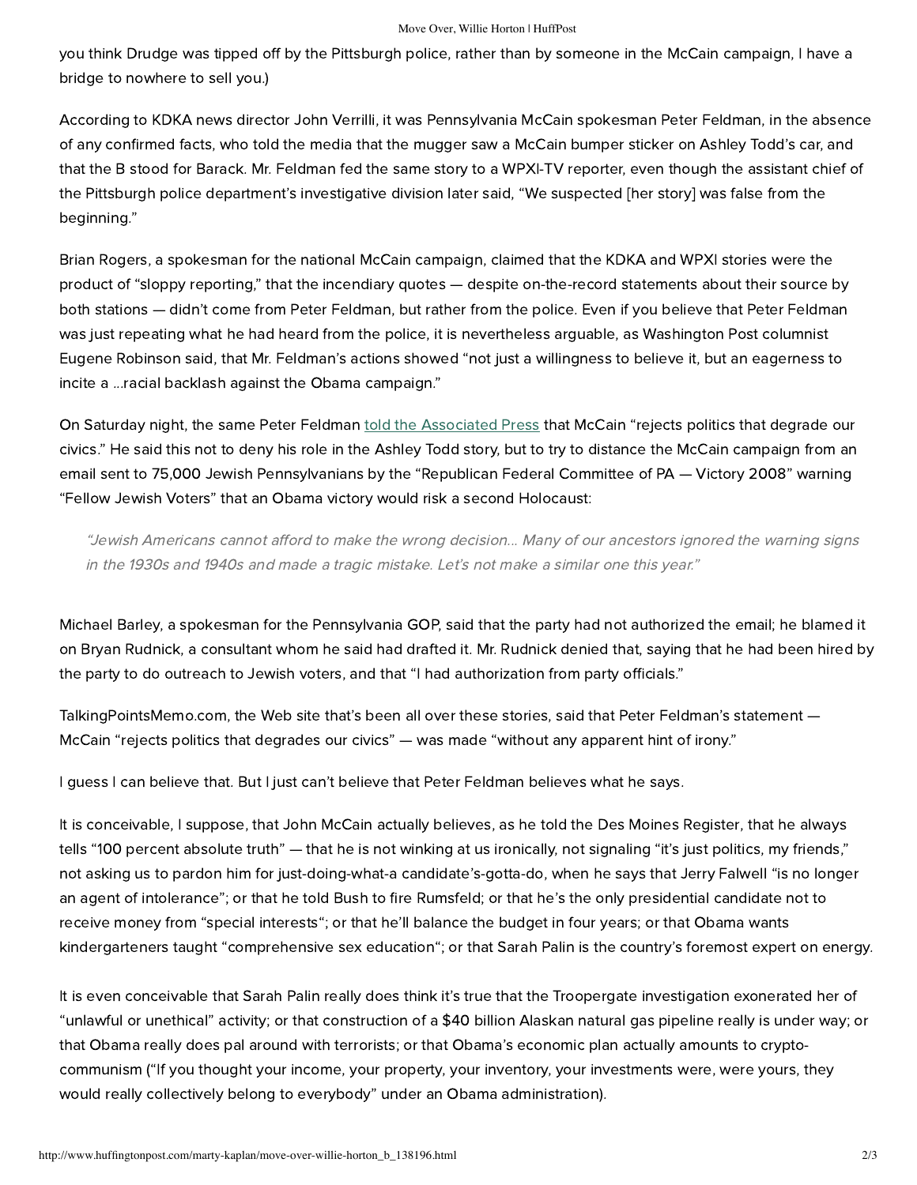you think Drudge was tipped off by the Pittsburgh police, rather than by someone in the McCain campaign, I have a bridge to nowhere to sell you.)

According to KDKA news director John Verrilli, it was Pennsylvania McCain spokesman Peter Feldman, in the absence of any confirmed facts, who told the media that the mugger saw a McCain bumper sticker on Ashley Todd's car, and that the B stood for Barack. Mr. Feldman fed the same story to a WPXI-TV reporter, even though the assistant chief of the Pittsburgh police department's investigative division later said, "We suspected [her story] was false from the beginning."

Brian Rogers, a spokesman for the national McCain campaign, claimed that the KDKA and WPXI stories were the product of "sloppy reporting," that the incendiary quotes — despite on-the-record statements about their source by both stations — didn't come from Peter Feldman, but rather from the police. Even if you believe that Peter Feldman was just repeating what he had heard from the police, it is nevertheless arguable, as Washington Post columnist Eugene Robinson said, that Mr. Feldman's actions showed "not just a willingness to believe it, but an eagerness to incite a ...racial backlash against the Obama campaign."

On Saturday night, the same Peter Feldman told the Associated Press that McCain "rejects politics that degrade our civics." He said this not to deny his role in the Ashley Todd story, but to try to distance the McCain campaign from an email sent to 75,000 Jewish Pennsylvanians by the "Republican Federal Committee of PA — Victory 2008" warning "Fellow Jewish Voters" that an Obama victory would risk a second Holocaust:

> *"Jewish Americans cannot afford to make the wrong decision... Many of our ancestors ignored the warning signs in the 1930s and 1940s and made a tragic mistake. Let's not make a similar one this year."*

Michael Barley, a spokesman for the Pennsylvania GOP, said that the party had not authorized the email; he blamed it on Bryan Rudnick, a consultant whom he said had drafted it. Mr. Rudnick denied that, saying that he had been hired by the party to do outreach to Jewish voters, and that "I had authorization from party officials."

TalkingPointsMemo.com, the Web site that's been all over these stories, said that Peter Feldman's statement — McCain "rejects politics that degrades our civics" — was made "without any apparent hint of irony."

I guess I can believe that. But I just can't believe that Peter Feldman believes what he says.

It is conceivable, I suppose, that John McCain actually believes, as he told the Des Moines Register, that he always tells "100 percent absolute truth" — that he is not winking at us ironically, not signaling "it's just politics, my friends," not asking us to pardon him for just-doing-what-a candidate's-gotta-do, when he says that Jerry Falwell "is no longer an agent of intolerance"; or that he told Bush to fire Rumsfeld; or that he's the only presidential candidate not to receive money from "special interests"; or that he'll balance the budget in four years; or that Obama wants kindergarteners taught "comprehensive sex education"; or that Sarah Palin is the country's foremost expert on energy.

It is even conceivable that Sarah Palin really does think it's true that the Troopergate investigation exonerated her of "unlawful or unethical" activity; or that construction of a $40 billion Alaskan natural gas pipeline really is under way; or that Obama really does pal around with terrorists; or that Obama's economic plan actually amounts to crypto-communism ("If you thought your income, your property, your inventory, your investments were, were yours, they would really collectively belong to everybody" under an Obama administration).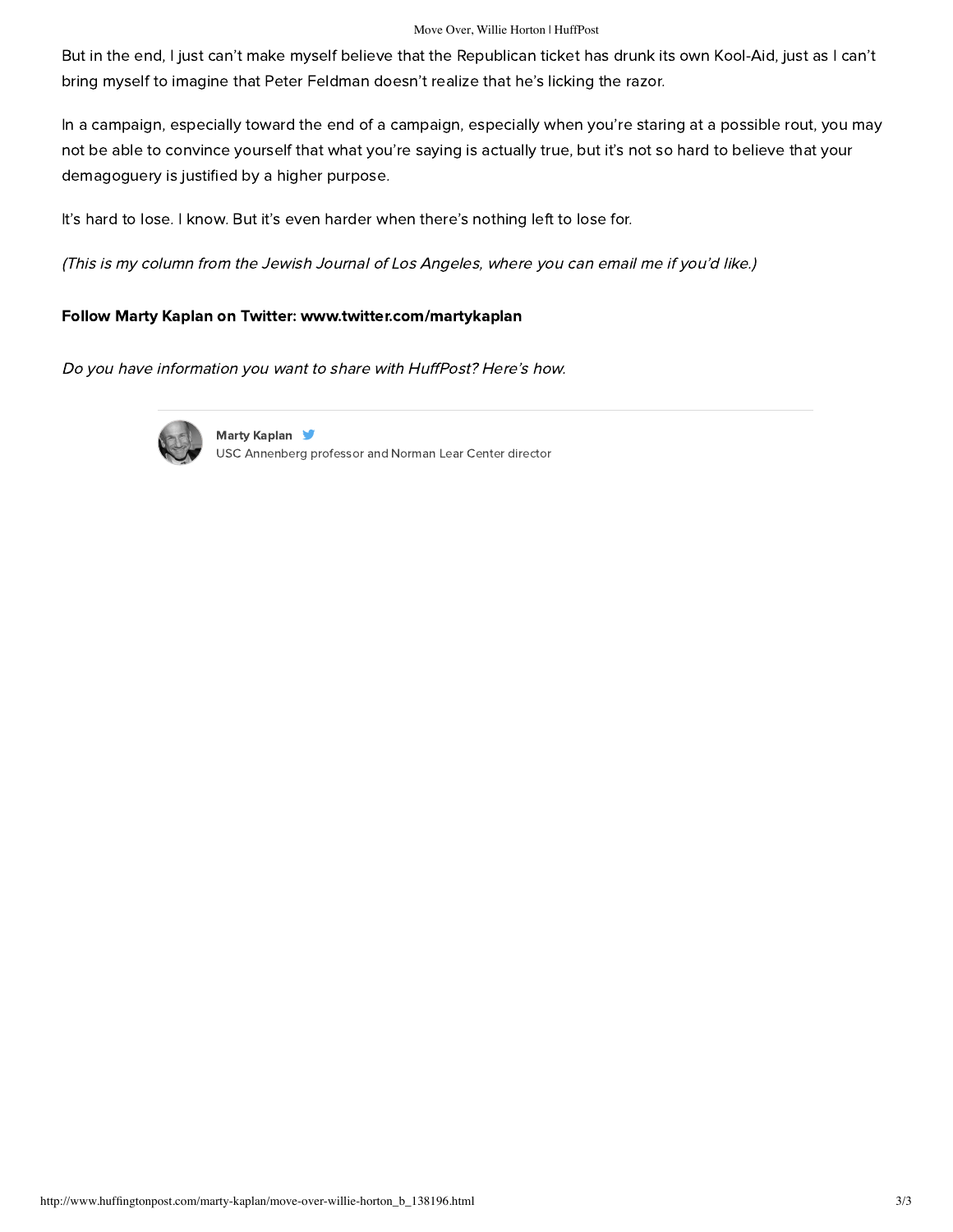But in the end, I just can't make myself believe that the Republican ticket has drunk its own Kool-Aid, just as I can't bring myself to imagine that Peter Feldman doesn't realize that he's licking the razor.

In a campaign, especially toward the end of a campaign, especially when you're staring at a possible rout, you may not be able to convince yourself that what you're saying is actually true, but it's not so hard to believe that your demagoguery is justified by a higher purpose.

It's hard to lose. I know. But it's even harder when there's nothing left to lose for.

*(This is my column from the Jewish Journal of Los Angeles, where you can email me if you'd like.)*

**Follow Marty Kaplan on Twitter: www.twitter.com/martykaplan**

*Do you have information you want to share with HuffPost? Here's how.*

---

**Marty Kaplan**
USC Annenberg professor and Norman Lear Center director